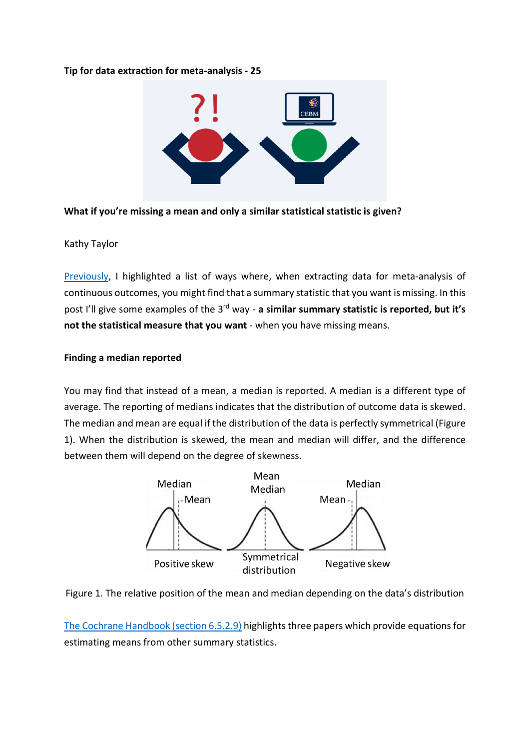**Tip for data extraction for meta-analysis - 25**

**What if you're missing a mean and only a similar statistical statistic is given?**

Kathy Taylor

Previously, I highlighted a list of ways where, when extracting data for meta-analysis of continuous outcomes, you might find that a summary statistic that you want is missing. In this post I'll give some examples of the 3rd way - **a similar summary statistic is reported, but it's not the statistical measure that you want** - when you have missing means.

**Finding a median reported**

You may find that instead of a mean, a median is reported. A median is a different type of average. The reporting of medians indicates that the distribution of outcome data is skewed. The median and mean are equal if the distribution of the data is perfectly symmetrical (Figure 1). When the distribution is skewed, the mean and median will differ, and the difference between them will depend on the degree of skewness.

Figure 1. The relative position of the mean and median depending on the data's distribution

The Cochrane Handbook (section 6.5.2.9) highlights three papers which provide equations for estimating means from other summary statistics.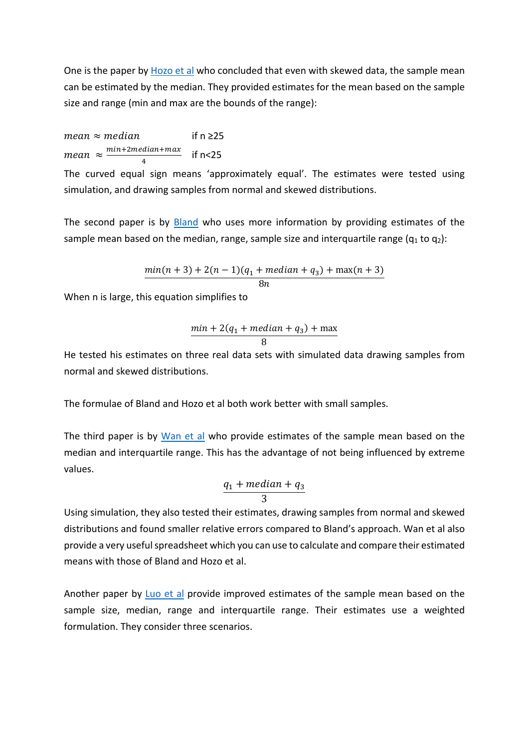One is the paper by Hozo et al who concluded that even with skewed data, the sample mean can be estimated by the median. They provided estimates for the mean based on the sample size and range (min and max are the bounds of the range):

$mean \approx median$ if n ≥25

$mean \approx \frac{min+2median+max}{4}$ if n<25

The curved equal sign means 'approximately equal'. The estimates were tested using simulation, and drawing samples from normal and skewed distributions.

The second paper is by Bland who uses more information by providing estimates of the sample mean based on the median, range, sample size and interquartile range ($q_1$ to $q_2$):

$$\frac{min(n+3) + 2(n-1)(q_1 + median + q_3) + \max(n+3)}{8n}$$

When n is large, this equation simplifies to

$$\frac{min + 2(q_1 + median + q_3) + \max}{8}$$

He tested his estimates on three real data sets with simulated data drawing samples from normal and skewed distributions.

The formulae of Bland and Hozo et al both work better with small samples.

The third paper is by Wan et al who provide estimates of the sample mean based on the median and interquartile range. This has the advantage of not being influenced by extreme values.

$$\frac{q_1 + median + q_3}{3}$$

Using simulation, they also tested their estimates, drawing samples from normal and skewed distributions and found smaller relative errors compared to Bland's approach. Wan et al also provide a very useful spreadsheet which you can use to calculate and compare their estimated means with those of Bland and Hozo et al.

Another paper by Luo et al provide improved estimates of the sample mean based on the sample size, median, range and interquartile range. Their estimates use a weighted formulation. They consider three scenarios.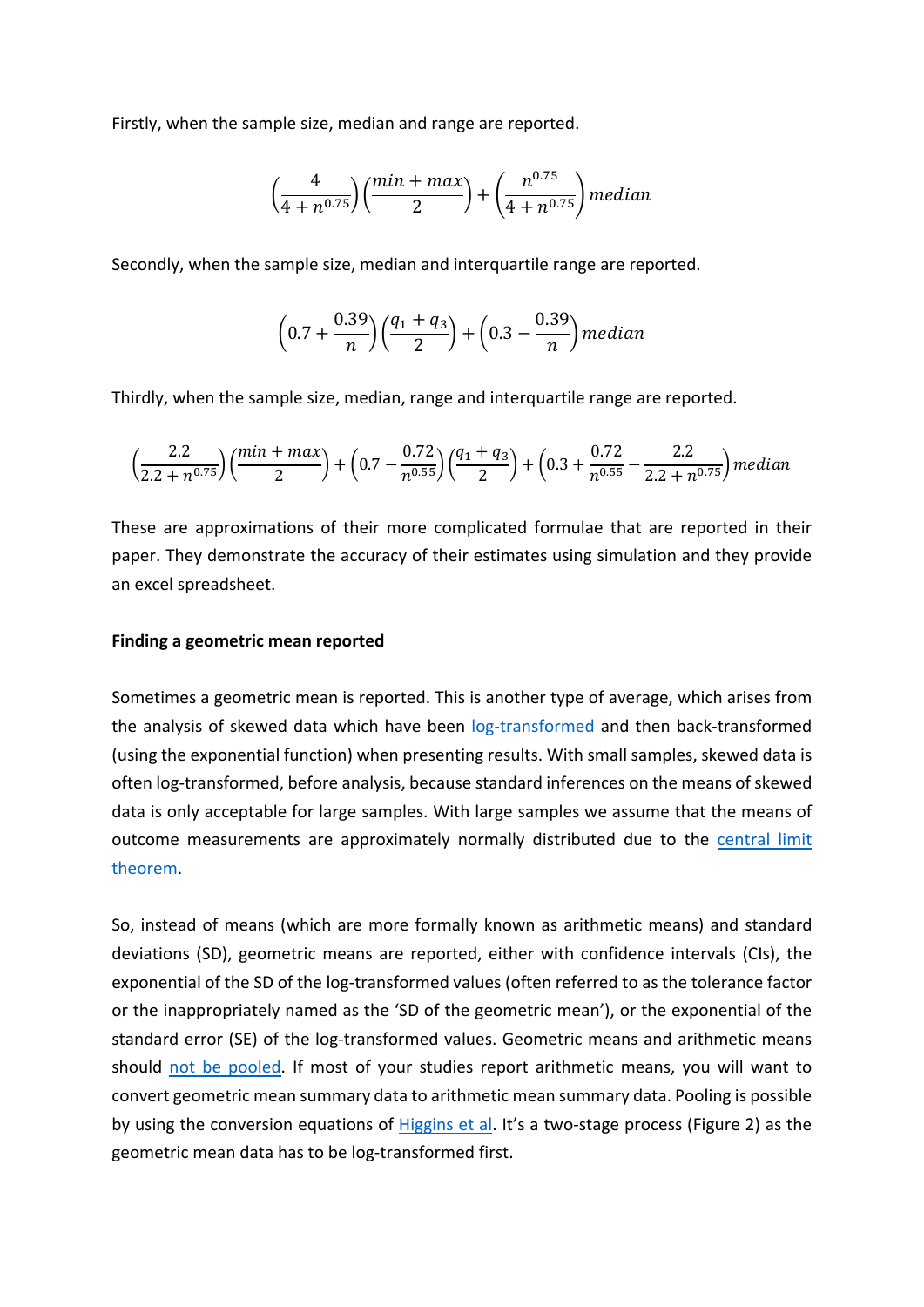Firstly, when the sample size, median and range are reported.

$$\left(\frac{4}{4+n^{0.75}}\right)\left(\frac{min+max}{2}\right)+\left(\frac{n^{0.75}}{4+n^{0.75}}\right)median$$

Secondly, when the sample size, median and interquartile range are reported.

$$\left(0.7+\frac{0.39}{n}\right)\left(\frac{q_1+q_3}{2}\right)+\left(0.3-\frac{0.39}{n}\right)median$$

Thirdly, when the sample size, median, range and interquartile range are reported.

$$\left(\frac{2.2}{2.2+n^{0.75}}\right)\left(\frac{min+max}{2}\right)+\left(0.7-\frac{0.72}{n^{0.55}}\right)\left(\frac{q_1+q_3}{2}\right)+\left(0.3+\frac{0.72}{n^{0.55}}-\frac{2.2}{2.2+n^{0.75}}\right)median$$

These are approximations of their more complicated formulae that are reported in their paper. They demonstrate the accuracy of their estimates using simulation and they provide an excel spreadsheet.

**Finding a geometric mean reported**

Sometimes a geometric mean is reported. This is another type of average, which arises from the analysis of skewed data which have been log-transformed and then back-transformed (using the exponential function) when presenting results. With small samples, skewed data is often log-transformed, before analysis, because standard inferences on the means of skewed data is only acceptable for large samples. With large samples we assume that the means of outcome measurements are approximately normally distributed due to the central limit theorem.

So, instead of means (which are more formally known as arithmetic means) and standard deviations (SD), geometric means are reported, either with confidence intervals (CIs), the exponential of the SD of the log-transformed values (often referred to as the tolerance factor or the inappropriately named as the 'SD of the geometric mean'), or the exponential of the standard error (SE) of the log-transformed values. Geometric means and arithmetic means should not be pooled. If most of your studies report arithmetic means, you will want to convert geometric mean summary data to arithmetic mean summary data. Pooling is possible by using the conversion equations of Higgins et al. It's a two-stage process (Figure 2) as the geometric mean data has to be log-transformed first.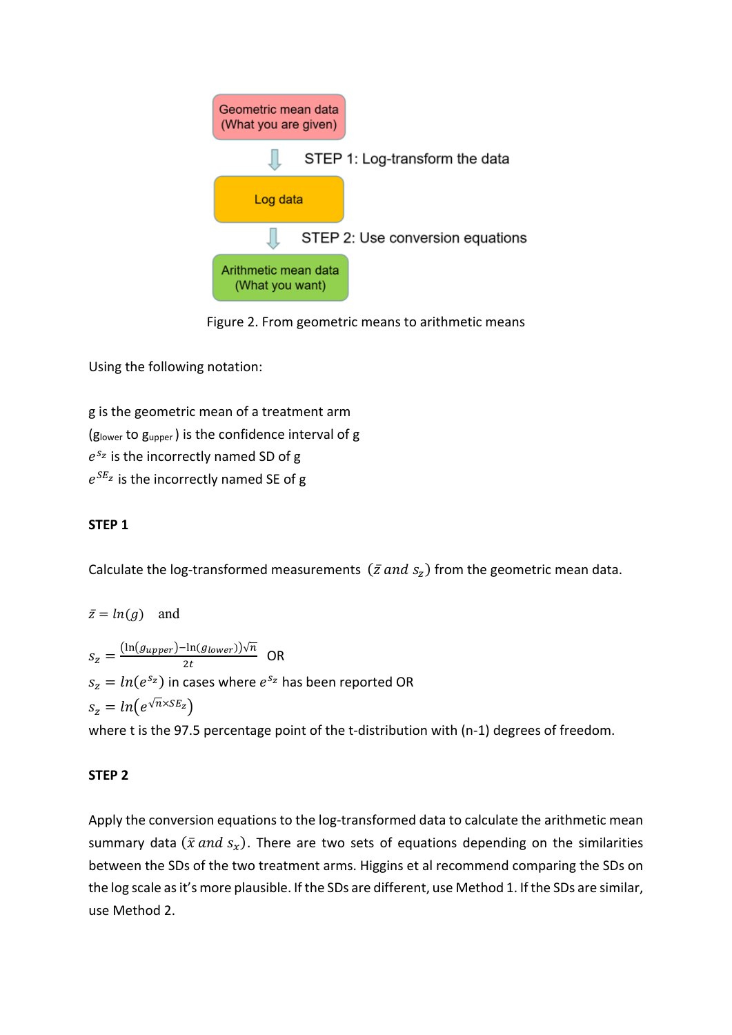Geometric mean data (What you are given)

STEP 1: Log-transform the data

Log data

STEP 2: Use conversion equations

Arithmetic mean data (What you want)

Figure 2. From geometric means to arithmetic means

Using the following notation:

g is the geometric mean of a treatment arm

($g_{lower}$ to $g_{upper}$) is the confidence interval of g

$e^{s_z}$ is the incorrectly named SD of g

$e^{SE_z}$ is the incorrectly named SE of g

**STEP 1**

Calculate the log-transformed measurements $(\bar{z}\ and\ s_z)$ from the geometric mean data.

$\bar{z} = ln(g)$ and

$s_z = \frac{(\ln(g_{upper}) - \ln(g_{lower}))\sqrt{n}}{2t}$ OR

$s_z = ln(e^{s_z})$ in cases where $e^{s_z}$ has been reported OR

$s_z = ln\left(e^{\sqrt{n} \times SE_z}\right)$

where t is the 97.5 percentage point of the t-distribution with (n-1) degrees of freedom.

**STEP 2**

Apply the conversion equations to the log-transformed data to calculate the arithmetic mean summary data $(\bar{x}\ and\ s_x)$. There are two sets of equations depending on the similarities between the SDs of the two treatment arms. Higgins et al recommend comparing the SDs on the log scale as it's more plausible. If the SDs are different, use Method 1. If the SDs are similar, use Method 2.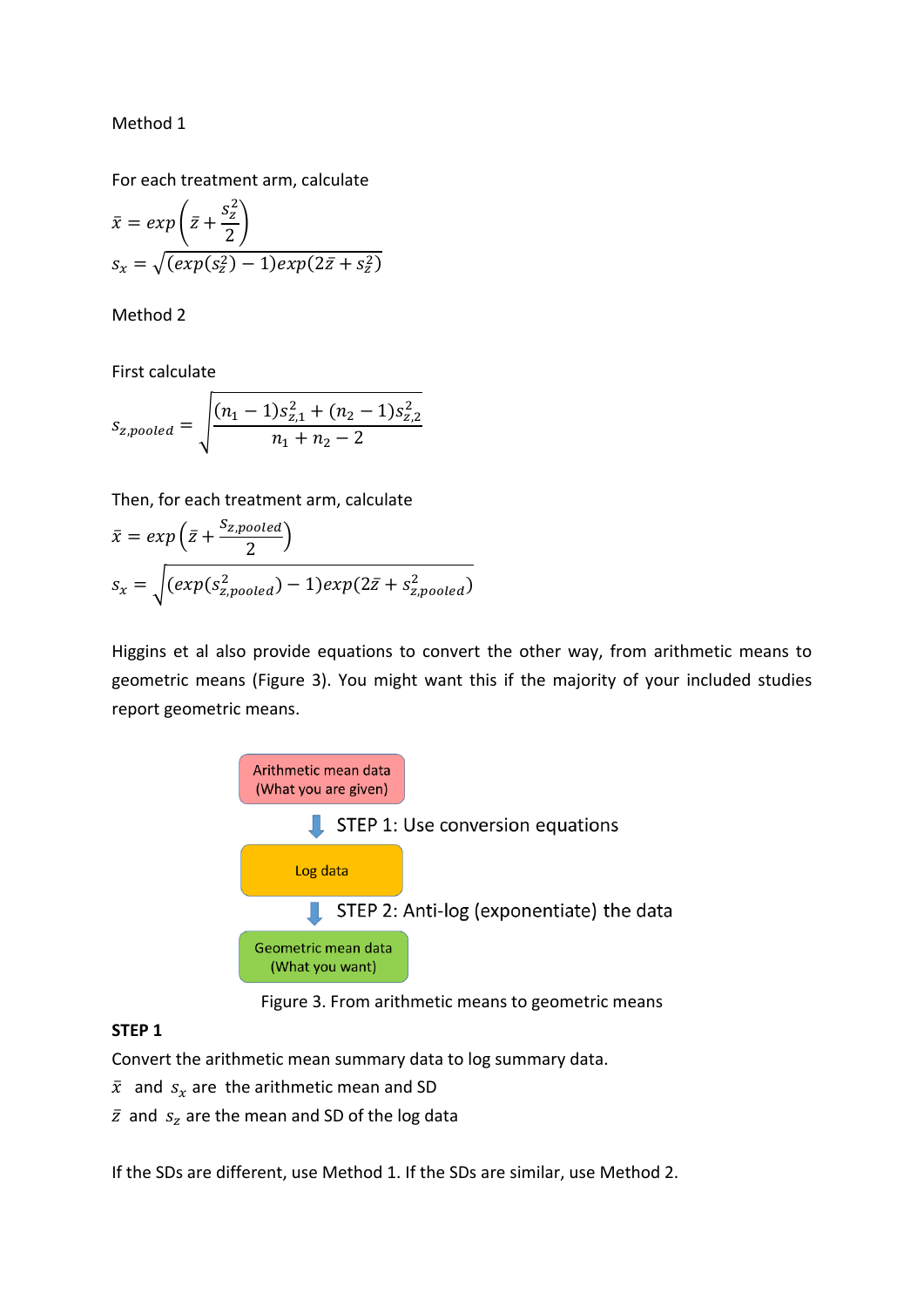Method 1

For each treatment arm, calculate

$$\bar{x} = exp\left(\bar{z} + \frac{s_z^2}{2}\right)$$

$$s_x = \sqrt{(exp(s_z^2) - 1)exp(2\bar{z} + s_z^2)}$$

Method 2

First calculate

$$s_{z,pooled} = \sqrt{\frac{(n_1 - 1)s_{z,1}^2 + (n_2 - 1)s_{z,2}^2}{n_1 + n_2 - 2}}$$

Then, for each treatment arm, calculate

$$\bar{x} = exp\left(\bar{z} + \frac{s_{z,pooled}}{2}\right)$$

$$s_x = \sqrt{(exp(s_{z,pooled}^2) - 1)exp(2\bar{z} + s_{z,pooled}^2)}$$

Higgins et al also provide equations to convert the other way, from arithmetic means to geometric means (Figure 3). You might want this if the majority of your included studies report geometric means.

Arithmetic mean data (What you are given)

STEP 1: Use conversion equations

Log data

STEP 2: Anti-log (exponentiate) the data

Geometric mean data (What you want)

Figure 3. From arithmetic means to geometric means

**STEP 1**

Convert the arithmetic mean summary data to log summary data.

$\bar{x}$ and $s_x$ are the arithmetic mean and SD

$\bar{z}$ and $s_z$ are the mean and SD of the log data

If the SDs are different, use Method 1. If the SDs are similar, use Method 2.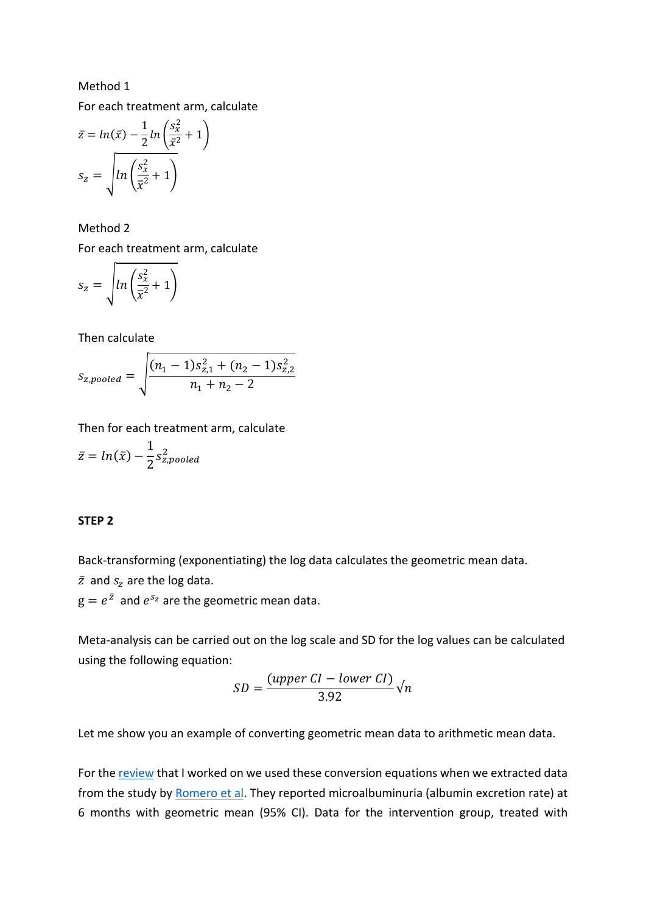Method 1

For each treatment arm, calculate

$$\bar{z} = ln(\bar{x}) - \frac{1}{2} ln\left(\frac{s_x^2}{\bar{x}^2} + 1\right)$$

$$s_z = \sqrt{ln\left(\frac{s_x^2}{\bar{x}^2} + 1\right)}$$

Method 2

For each treatment arm, calculate

$$s_z = \sqrt{ln\left(\frac{s_x^2}{\bar{x}^2} + 1\right)}$$

Then calculate

$$s_{z,pooled} = \sqrt{\frac{(n_1 - 1)s_{z,1}^2 + (n_2 - 1)s_{z,2}^2}{n_1 + n_2 - 2}}$$

Then for each treatment arm, calculate

$$\bar{z} = ln(\bar{x}) - \frac{1}{2} s_{z,pooled}^2$$

**STEP 2**

Back-transforming (exponentiating) the log data calculates the geometric mean data.

$\bar{z}$ and $s_z$ are the log data.

$g = e^{\bar{z}}$ and $e^{s_z}$ are the geometric mean data.

Meta-analysis can be carried out on the log scale and SD for the log values can be calculated using the following equation:

$$SD = \frac{(upper\ CI - lower\ CI)}{3.92}\sqrt{n}$$

Let me show you an example of converting geometric mean data to arithmetic mean data.

For the review that I worked on we used these conversion equations when we extracted data from the study by Romero et al. They reported microalbuminuria (albumin excretion rate) at 6 months with geometric mean (95% CI). Data for the intervention group, treated with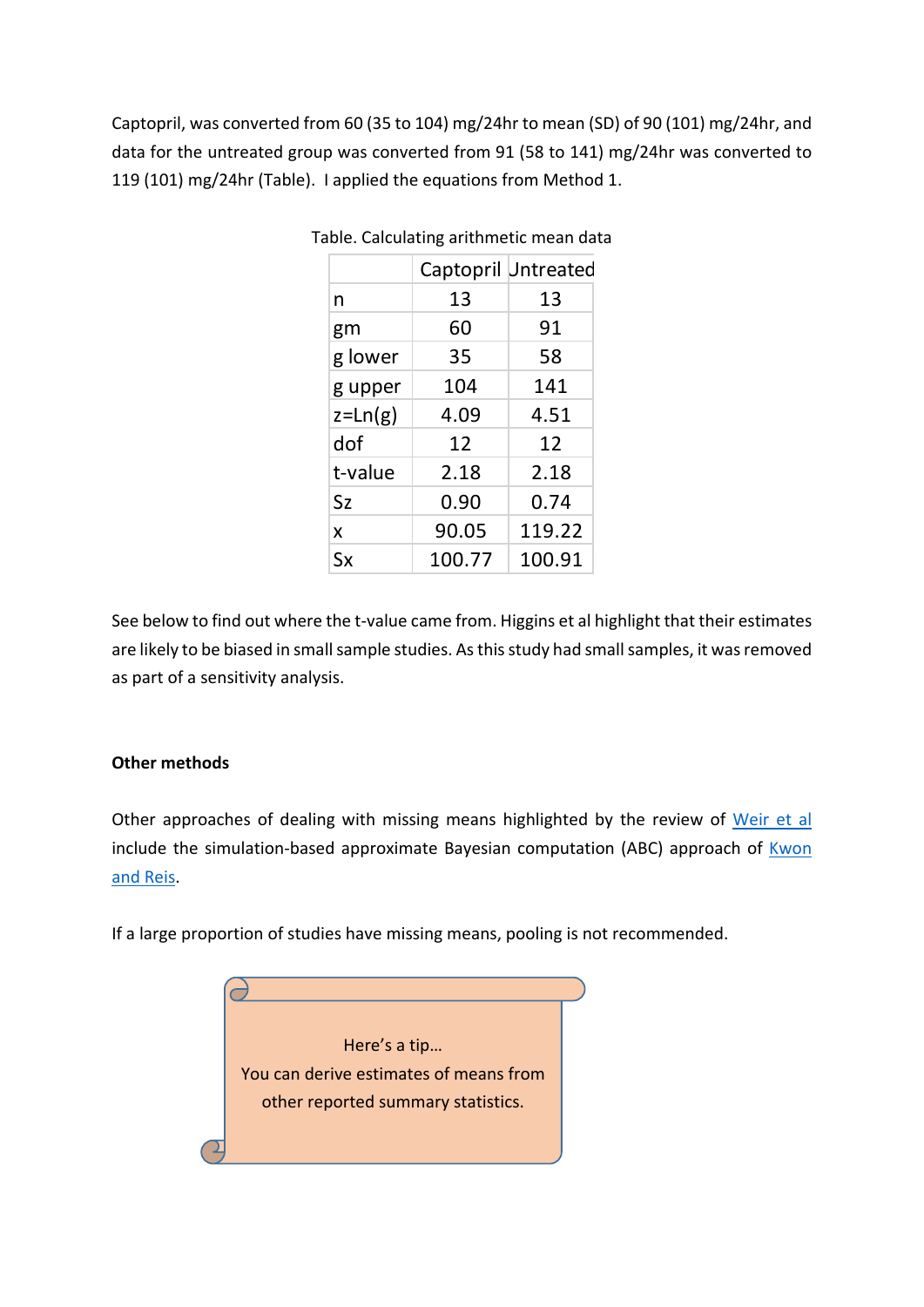Captopril, was converted from 60 (35 to 104) mg/24hr to mean (SD) of 90 (101) mg/24hr, and data for the untreated group was converted from 91 (58 to 141) mg/24hr was converted to 119 (101) mg/24hr (Table). I applied the equations from Method 1.

Table. Calculating arithmetic mean data

| | Captopril | Untreated |
|---|---|---|
| n | 13 | 13 |
| gm | 60 | 91 |
| g lower | 35 | 58 |
| g upper | 104 | 141 |
| z=Ln(g) | 4.09 | 4.51 |
| dof | 12 | 12 |
| t-value | 2.18 | 2.18 |
| Sz | 0.90 | 0.74 |
| x | 90.05 | 119.22 |
| Sx | 100.77 | 100.91 |

See below to find out where the t-value came from. Higgins et al highlight that their estimates are likely to be biased in small sample studies. As this study had small samples, it was removed as part of a sensitivity analysis.

**Other methods**

Other approaches of dealing with missing means highlighted by the review of Weir et al include the simulation-based approximate Bayesian computation (ABC) approach of Kwon and Reis.

If a large proportion of studies have missing means, pooling is not recommended.

Here's a tip…
You can derive estimates of means from other reported summary statistics.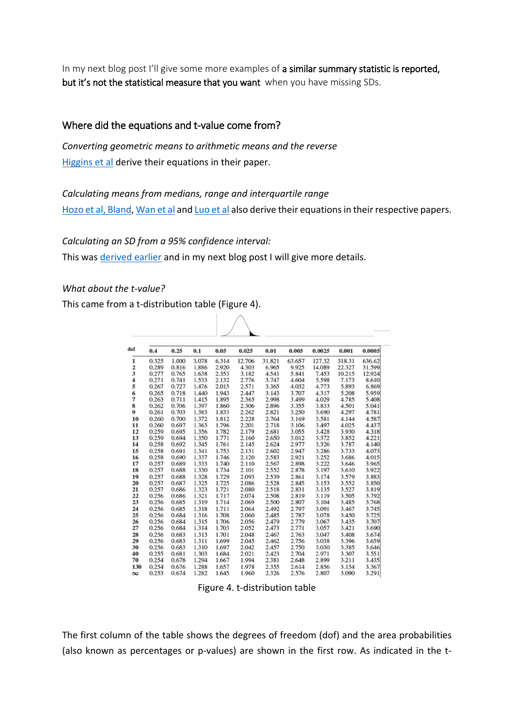In my next blog post I'll give some more examples of **a similar summary statistic is reported, but it's not the statistical measure that you want** when you have missing SDs.

## Where did the equations and t-value come from?

*Converting geometric means to arithmetic means and the reverse*

Higgins et al derive their equations in their paper.

*Calculating means from medians, range and interquartile range*

Hozo et al, Bland, Wan et al and Luo et al also derive their equations in their respective papers.

*Calculating an SD from a 95% confidence interval:*

This was derived earlier and in my next blog post I will give more details.

*What about the t-value?*

This came from a t-distribution table (Figure 4).

| dof | 0.4 | 0.25 | 0.1 | 0.05 | 0.025 | 0.01 | 0.005 | 0.0025 | 0.001 | 0.0005 |
|---|---|---|---|---|---|---|---|---|---|---|
| 1 | 0.325 | 1.000 | 3.078 | 6.314 | 12.706 | 31.821 | 63.657 | 127.32 | 318.31 | 636.62 |
| 2 | 0.289 | 0.816 | 1.886 | 2.920 | 4.303 | 6.965 | 9.925 | 14.089 | 22.327 | 31.599 |
| 3 | 0.277 | 0.765 | 1.638 | 2.353 | 3.182 | 4.541 | 5.841 | 7.453 | 10.215 | 12.924 |
| 4 | 0.271 | 0.741 | 1.533 | 2.132 | 2.776 | 3.747 | 4.604 | 5.598 | 7.173 | 8.610 |
| 5 | 0.267 | 0.727 | 1.476 | 2.015 | 2.571 | 3.365 | 4.032 | 4.773 | 5.893 | 6.869 |
| 6 | 0.265 | 0.718 | 1.440 | 1.943 | 2.447 | 3.143 | 3.707 | 4.317 | 5.208 | 5.959 |
| 7 | 0.263 | 0.711 | 1.415 | 1.895 | 2.365 | 2.998 | 3.499 | 4.029 | 4.785 | 5.408 |
| 8 | 0.262 | 0.706 | 1.397 | 1.860 | 2.306 | 2.896 | 3.355 | 3.833 | 4.501 | 5.041 |
| 9 | 0.261 | 0.703 | 1.383 | 1.833 | 2.262 | 2.821 | 3.250 | 3.690 | 4.297 | 4.781 |
| 10 | 0.260 | 0.700 | 1.372 | 1.812 | 2.228 | 2.764 | 3.169 | 3.581 | 4.144 | 4.587 |
| 11 | 0.260 | 0.697 | 1.363 | 1.796 | 2.201 | 2.718 | 3.106 | 3.497 | 4.025 | 4.437 |
| 12 | 0.259 | 0.695 | 1.356 | 1.782 | 2.179 | 2.681 | 3.055 | 3.428 | 3.930 | 4.318 |
| 13 | 0.259 | 0.694 | 1.350 | 1.771 | 2.160 | 2.650 | 3.012 | 3.372 | 3.852 | 4.221 |
| 14 | 0.258 | 0.692 | 1.345 | 1.761 | 2.145 | 2.624 | 2.977 | 3.326 | 3.787 | 4.140 |
| 15 | 0.258 | 0.691 | 1.341 | 1.753 | 2.131 | 2.602 | 2.947 | 3.286 | 3.733 | 4.073 |
| 16 | 0.258 | 0.690 | 1.337 | 1.746 | 2.120 | 2.583 | 2.921 | 3.252 | 3.686 | 4.015 |
| 17 | 0.257 | 0.689 | 1.333 | 1.740 | 2.110 | 2.567 | 2.898 | 3.222 | 3.646 | 3.965 |
| 18 | 0.257 | 0.688 | 1.330 | 1.734 | 2.101 | 2.552 | 2.878 | 3.197 | 3.610 | 3.922 |
| 19 | 0.257 | 0.688 | 1.328 | 1.729 | 2.093 | 2.539 | 2.861 | 3.174 | 3.579 | 3.883 |
| 20 | 0.257 | 0.687 | 1.325 | 1.725 | 2.086 | 2.528 | 2.845 | 3.153 | 3.552 | 3.850 |
| 21 | 0.257 | 0.686 | 1.323 | 1.721 | 2.080 | 2.518 | 2.831 | 3.135 | 3.527 | 3.819 |
| 22 | 0.256 | 0.686 | 1.321 | 1.717 | 2.074 | 2.508 | 2.819 | 3.119 | 3.505 | 3.792 |
| 23 | 0.256 | 0.685 | 1.319 | 1.714 | 2.069 | 2.500 | 2.807 | 3.104 | 3.485 | 3.768 |
| 24 | 0.256 | 0.685 | 1.318 | 1.711 | 2.064 | 2.492 | 2.797 | 3.091 | 3.467 | 3.745 |
| 25 | 0.256 | 0.684 | 1.316 | 1.708 | 2.060 | 2.485 | 2.787 | 3.078 | 3.450 | 3.725 |
| 26 | 0.256 | 0.684 | 1.315 | 1.706 | 2.056 | 2.479 | 2.779 | 3.067 | 3.435 | 3.707 |
| 27 | 0.256 | 0.684 | 1.314 | 1.703 | 2.052 | 2.473 | 2.771 | 3.057 | 3.421 | 3.690 |
| 28 | 0.256 | 0.683 | 1.313 | 1.701 | 2.048 | 2.467 | 2.763 | 3.047 | 3.408 | 3.674 |
| 29 | 0.256 | 0.683 | 1.311 | 1.699 | 2.045 | 2.462 | 2.756 | 3.038 | 3.396 | 3.659 |
| 30 | 0.256 | 0.683 | 1.310 | 1.697 | 2.042 | 2.457 | 2.750 | 3.030 | 3.385 | 3.646 |
| 40 | 0.255 | 0.681 | 1.303 | 1.684 | 2.021 | 2.423 | 2.704 | 2.971 | 3.307 | 3.551 |
| 70 | 0.254 | 0.678 | 1.294 | 1.667 | 1.994 | 2.381 | 2.648 | 2.899 | 3.211 | 3.435 |
| 130 | 0.254 | 0.676 | 1.288 | 1.657 | 1.978 | 2.355 | 2.614 | 2.856 | 3.154 | 3.367 |
| ∞ | 0.253 | 0.674 | 1.282 | 1.645 | 1.960 | 2.326 | 2.576 | 2.807 | 3.090 | 3.291 |

Figure 4. t-distribution table

The first column of the table shows the degrees of freedom (dof) and the area probabilities (also known as percentages or p-values) are shown in the first row. As indicated in the t-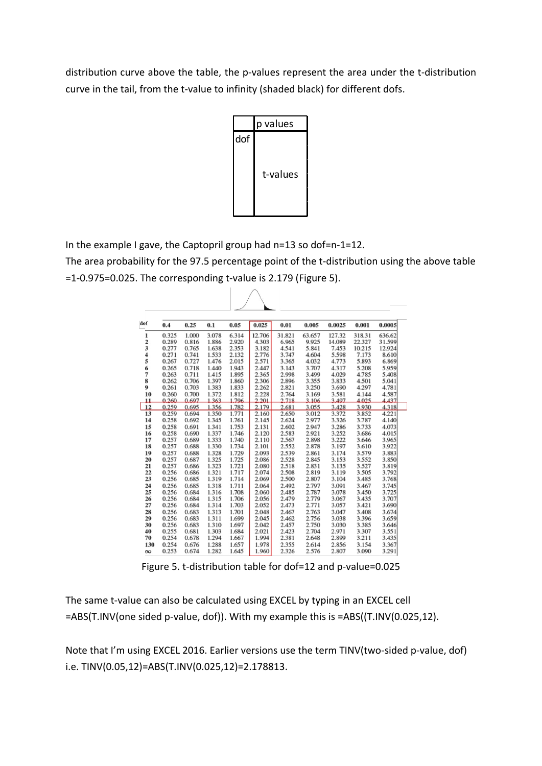distribution curve above the table, the p-values represent the area under the t-distribution curve in the tail, from the t-value to infinity (shaded black) for different dofs.

| | p values |
|---|---|
| dof | t-values |

In the example I gave, the Captopril group had n=13 so dof=n-1=12.
The area probability for the 97.5 percentage point of the t-distribution using the above table =1-0.975=0.025. The corresponding t-value is 2.179 (Figure 5).

| dof | 0.4 | 0.25 | 0.1 | 0.05 | 0.025 | 0.01 | 0.005 | 0.0025 | 0.001 | 0.0005 |
|---|---|---|---|---|---|---|---|---|---|---|
| 1 | 0.325 | 1.000 | 3.078 | 6.314 | 12.706 | 31.821 | 63.657 | 127.32 | 318.31 | 636.62 |
| 2 | 0.289 | 0.816 | 1.886 | 2.920 | 4.303 | 6.965 | 9.925 | 14.089 | 22.327 | 31.599 |
| 3 | 0.277 | 0.765 | 1.638 | 2.353 | 3.182 | 4.541 | 5.841 | 7.453 | 10.215 | 12.924 |
| 4 | 0.271 | 0.741 | 1.533 | 2.132 | 2.776 | 3.747 | 4.604 | 5.598 | 7.173 | 8.610 |
| 5 | 0.267 | 0.727 | 1.476 | 2.015 | 2.571 | 3.365 | 4.032 | 4.773 | 5.893 | 6.869 |
| 6 | 0.265 | 0.718 | 1.440 | 1.943 | 2.447 | 3.143 | 3.707 | 4.317 | 5.208 | 5.959 |
| 7 | 0.263 | 0.711 | 1.415 | 1.895 | 2.365 | 2.998 | 3.499 | 4.029 | 4.785 | 5.408 |
| 8 | 0.262 | 0.706 | 1.397 | 1.860 | 2.306 | 2.896 | 3.355 | 3.833 | 4.501 | 5.041 |
| 9 | 0.261 | 0.703 | 1.383 | 1.833 | 2.262 | 2.821 | 3.250 | 3.690 | 4.297 | 4.781 |
| 10 | 0.260 | 0.700 | 1.372 | 1.812 | 2.228 | 2.764 | 3.169 | 3.581 | 4.144 | 4.587 |
| 11 | 0.260 | 0.697 | 1.363 | 1.796 | 2.201 | 2.718 | 3.106 | 3.497 | 4.025 | 4.437 |
| 12 | 0.259 | 0.695 | 1.356 | 1.782 | 2.179 | 2.681 | 3.055 | 3.428 | 3.930 | 4.318 |
| 13 | 0.259 | 0.694 | 1.350 | 1.771 | 2.160 | 2.650 | 3.012 | 3.372 | 3.852 | 4.221 |
| 14 | 0.258 | 0.692 | 1.345 | 1.761 | 2.145 | 2.624 | 2.977 | 3.326 | 3.787 | 4.140 |
| 15 | 0.258 | 0.691 | 1.341 | 1.753 | 2.131 | 2.602 | 2.947 | 3.286 | 3.733 | 4.073 |
| 16 | 0.258 | 0.690 | 1.337 | 1.746 | 2.120 | 2.583 | 2.921 | 3.252 | 3.686 | 4.015 |
| 17 | 0.257 | 0.689 | 1.333 | 1.740 | 2.110 | 2.567 | 2.898 | 3.222 | 3.646 | 3.965 |
| 18 | 0.257 | 0.688 | 1.330 | 1.734 | 2.101 | 2.552 | 2.878 | 3.197 | 3.610 | 3.922 |
| 19 | 0.257 | 0.688 | 1.328 | 1.729 | 2.093 | 2.539 | 2.861 | 3.174 | 3.579 | 3.883 |
| 20 | 0.257 | 0.687 | 1.325 | 1.725 | 2.086 | 2.528 | 2.845 | 3.153 | 3.552 | 3.850 |
| 21 | 0.257 | 0.686 | 1.323 | 1.721 | 2.080 | 2.518 | 2.831 | 3.135 | 3.527 | 3.819 |
| 22 | 0.256 | 0.686 | 1.321 | 1.717 | 2.074 | 2.508 | 2.819 | 3.119 | 3.505 | 3.792 |
| 23 | 0.256 | 0.685 | 1.319 | 1.714 | 2.069 | 2.500 | 2.807 | 3.104 | 3.485 | 3.768 |
| 24 | 0.256 | 0.685 | 1.318 | 1.711 | 2.064 | 2.492 | 2.797 | 3.091 | 3.467 | 3.745 |
| 25 | 0.256 | 0.684 | 1.316 | 1.708 | 2.060 | 2.485 | 2.787 | 3.078 | 3.450 | 3.725 |
| 26 | 0.256 | 0.684 | 1.315 | 1.706 | 2.056 | 2.479 | 2.779 | 3.067 | 3.435 | 3.707 |
| 27 | 0.256 | 0.684 | 1.314 | 1.703 | 2.052 | 2.473 | 2.771 | 3.057 | 3.421 | 3.690 |
| 28 | 0.256 | 0.683 | 1.313 | 1.701 | 2.048 | 2.467 | 2.763 | 3.047 | 3.408 | 3.674 |
| 29 | 0.256 | 0.683 | 1.311 | 1.699 | 2.045 | 2.462 | 2.756 | 3.038 | 3.396 | 3.659 |
| 30 | 0.256 | 0.683 | 1.310 | 1.697 | 2.042 | 2.457 | 2.750 | 3.030 | 3.385 | 3.646 |
| 40 | 0.255 | 0.681 | 1.303 | 1.684 | 2.021 | 2.423 | 2.704 | 2.971 | 3.307 | 3.551 |
| 70 | 0.254 | 0.678 | 1.294 | 1.667 | 1.994 | 2.381 | 2.648 | 2.899 | 3.211 | 3.435 |
| 130 | 0.254 | 0.676 | 1.288 | 1.657 | 1.978 | 2.355 | 2.614 | 2.856 | 3.154 | 3.367 |
| ∞ | 0.253 | 0.674 | 1.282 | 1.645 | 1.960 | 2.326 | 2.576 | 2.807 | 3.090 | 3.291 |

Figure 5. t-distribution table for dof=12 and p-value=0.025

The same t-value can also be calculated using EXCEL by typing in an EXCEL cell =ABS(T.INV(one sided p-value, dof)). With my example this is =ABS((T.INV(0.025,12).

Note that I'm using EXCEL 2016. Earlier versions use the term TINV(two-sided p-value, dof) i.e. TINV(0.05,12)=ABS(T.INV(0.025,12)=2.178813.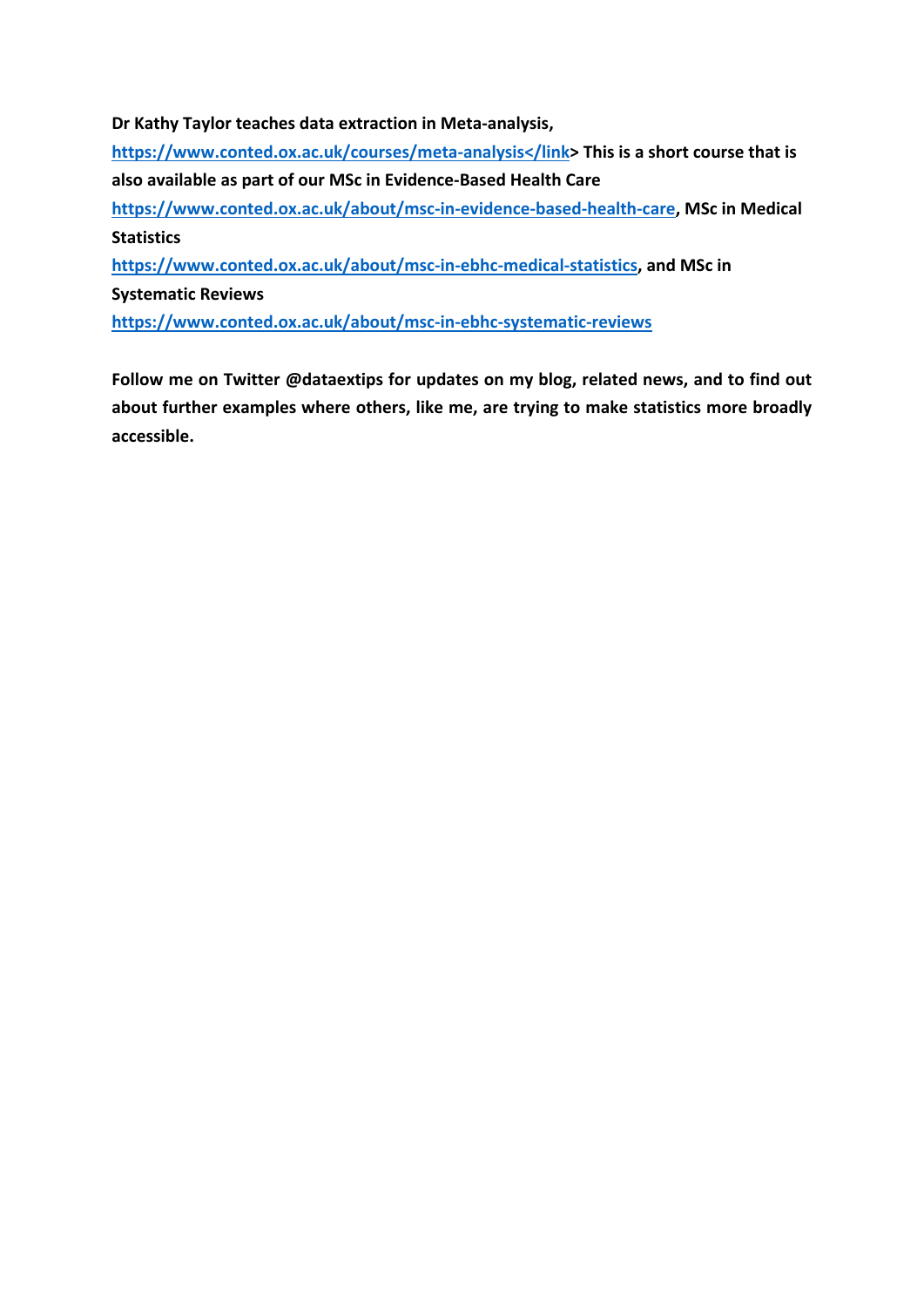**Dr Kathy Taylor teaches data extraction in Meta-analysis, https://www.conted.ox.ac.uk/courses/meta-analysis</link> This is a short course that is also available as part of our MSc in Evidence-Based Health Care https://www.conted.ox.ac.uk/about/msc-in-evidence-based-health-care, MSc in Medical Statistics https://www.conted.ox.ac.uk/about/msc-in-ebhc-medical-statistics, and MSc in Systematic Reviews https://www.conted.ox.ac.uk/about/msc-in-ebhc-systematic-reviews**

**Follow me on Twitter @dataextips for updates on my blog, related news, and to find out about further examples where others, like me, are trying to make statistics more broadly accessible.**